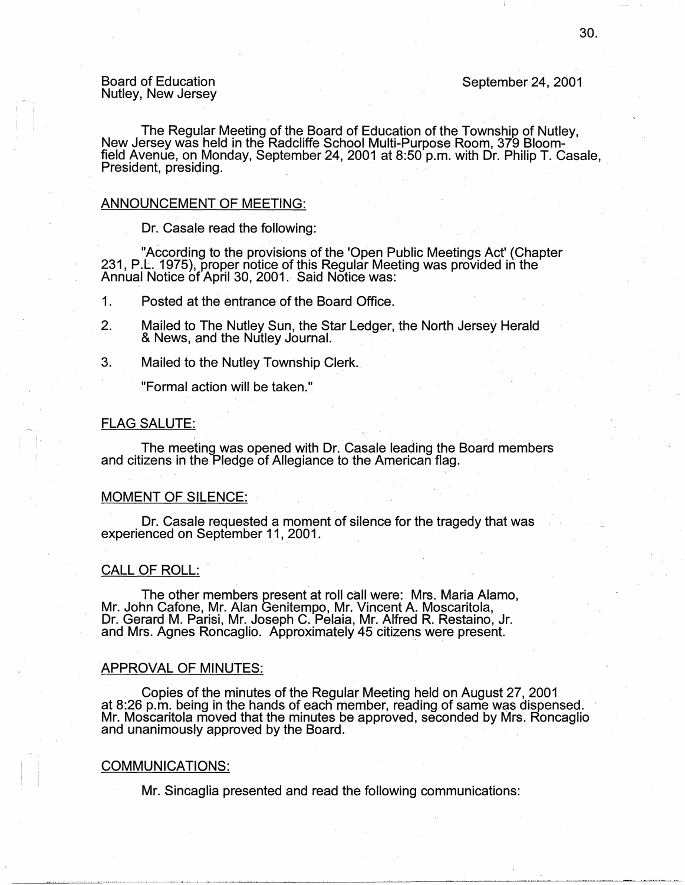Board of Education
Nutley, New Jersey

September 24, 2001

The Regular Meeting of the Board of Education of the Township of Nutley, New Jersey was held in the Radcliffe School Multi-Purpose Room, 379 Bloomfield Avenue, on Monday, September 24, 2001 at 8:50 p.m. with Dr. Philip T. Casale, President, presiding.

## ANNOUNCEMENT OF MEETING:

Dr. Casale read the following:

"According to the provisions of the 'Open Public Meetings Act' (Chapter 231, P.L. 1975), proper notice of this Regular Meeting was provided in the Annual Notice of April 30, 2001. Said Notice was:

1. Posted at the entrance of the Board Office.
2. Mailed to The Nutley Sun, the Star Ledger, the North Jersey Herald & News, and the Nutley Journal.
3. Mailed to the Nutley Township Clerk.

"Formal action will be taken."

## FLAG SALUTE:

The meeting was opened with Dr. Casale leading the Board members and citizens in the Pledge of Allegiance to the American flag.

## MOMENT OF SILENCE:

Dr. Casale requested a moment of silence for the tragedy that was experienced on September 11, 2001.

## CALL OF ROLL:

The other members present at roll call were: Mrs. Maria Alamo, Mr. John Cafone, Mr. Alan Genitempo, Mr. Vincent A. Moscaritola, Dr. Gerard M. Parisi, Mr. Joseph C. Pelaia, Mr. Alfred R. Restaino, Jr. and Mrs. Agnes Roncaglio. Approximately 45 citizens were present.

## APPROVAL OF MINUTES:

Copies of the minutes of the Regular Meeting held on August 27, 2001 at 8:26 p.m. being in the hands of each member, reading of same was dispensed. Mr. Moscaritola moved that the minutes be approved, seconded by Mrs. Roncaglio and unanimously approved by the Board.

## COMMUNICATIONS:

Mr. Sincaglia presented and read the following communications: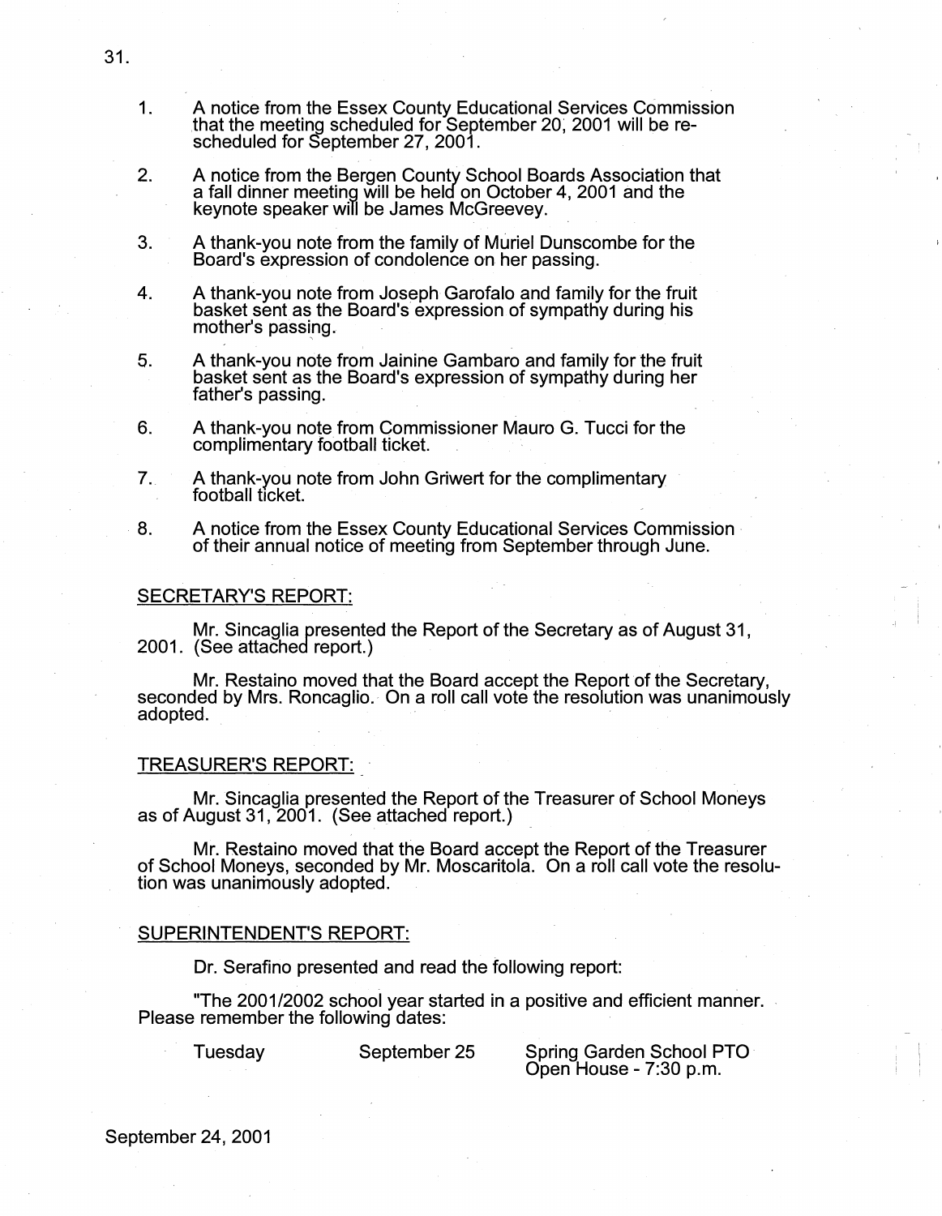1. A notice from the Essex County Educational Services Commission that the meeting scheduled for September 20, 2001 will be re-scheduled for September 27, 2001.

2. A notice from the Bergen County School Boards Association that a fall dinner meeting will be held on October 4, 2001 and the keynote speaker will be James McGreevey.

3. A thank-you note from the family of Muriel Dunscombe for the Board's expression of condolence on her passing.

4. A thank-you note from Joseph Garofalo and family for the fruit basket sent as the Board's expression of sympathy during his mother's passing.

5. A thank-you note from Jainine Gambaro and family for the fruit basket sent as the Board's expression of sympathy during her father's passing.

6. A thank-you note from Commissioner Mauro G. Tucci for the complimentary football ticket.

7. A thank-you note from John Griwert for the complimentary football ticket.

8. A notice from the Essex County Educational Services Commission of their annual notice of meeting from September through June.

## SECRETARY'S REPORT:

Mr. Sincaglia presented the Report of the Secretary as of August 31, 2001. (See attached report.)

Mr. Restaino moved that the Board accept the Report of the Secretary, seconded by Mrs. Roncaglio. On a roll call vote the resolution was unanimously adopted.

## TREASURER'S REPORT:

Mr. Sincaglia presented the Report of the Treasurer of School Moneys as of August 31, 2001. (See attached report.)

Mr. Restaino moved that the Board accept the Report of the Treasurer of School Moneys, seconded by Mr. Moscaritola. On a roll call vote the resolution was unanimously adopted.

## SUPERINTENDENT'S REPORT:

Dr. Serafino presented and read the following report:

"The 2001/2002 school year started in a positive and efficient manner. Please remember the following dates:

| | | |
|---|---|---|
| Tuesday | September 25 | Spring Garden School PTO Open House - 7:30 p.m. |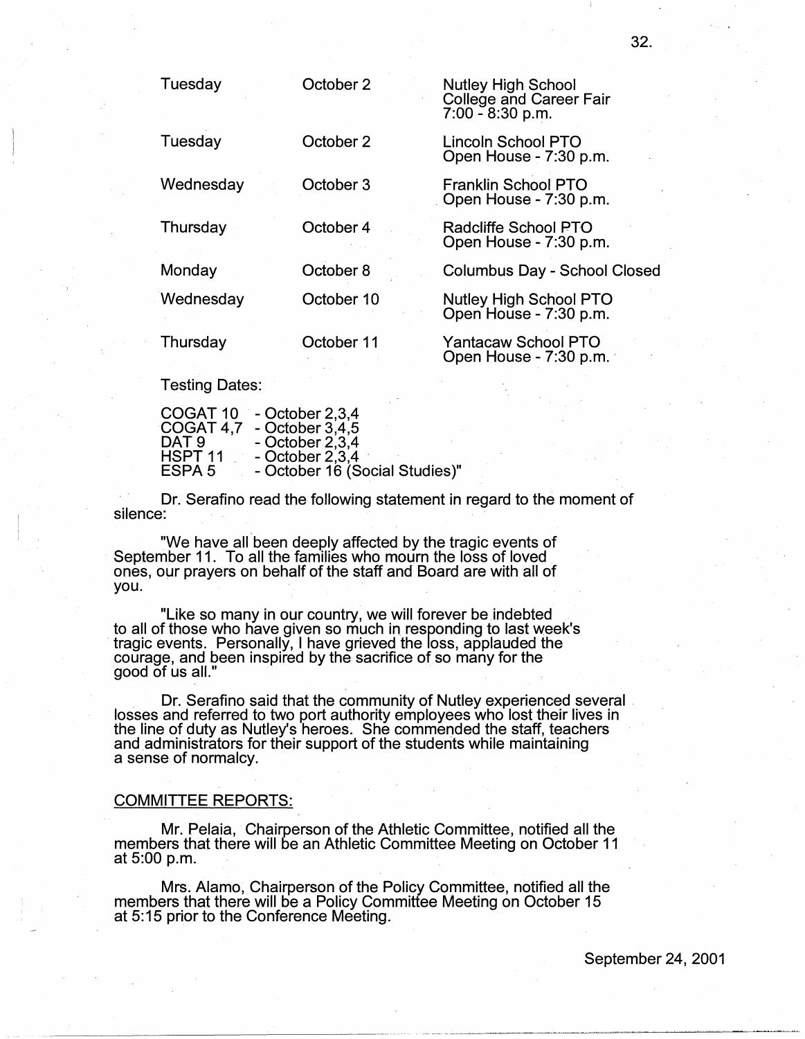| | | |
|---|---|---|
| Tuesday | October 2 | Nutley High School College and Career Fair 7:00 - 8:30 p.m. |
| Tuesday | October 2 | Lincoln School PTO Open House - 7:30 p.m. |
| Wednesday | October 3 | Franklin School PTO Open House - 7:30 p.m. |
| Thursday | October 4 | Radcliffe School PTO Open House - 7:30 p.m. |
| Monday | October 8 | Columbus Day - School Closed |
| Wednesday | October 10 | Nutley High School PTO Open House - 7:30 p.m. |
| Thursday | October 11 | Yantacaw School PTO Open House - 7:30 p.m. |

Testing Dates:

| | |
|---|---|
| COGAT 10 | - October 2,3,4 |
| COGAT 4,7 | - October 3,4,5 |
| DAT 9 | - October 2,3,4 |
| HSPT 11 | - October 2,3,4 |
| ESPA 5 | - October 16 (Social Studies)" |

Dr. Serafino read the following statement in regard to the moment of silence:

"We have all been deeply affected by the tragic events of September 11. To all the families who mourn the loss of loved ones, our prayers on behalf of the staff and Board are with all of you.

"Like so many in our country, we will forever be indebted to all of those who have given so much in responding to last week's tragic events. Personally, I have grieved the loss, applauded the courage, and been inspired by the sacrifice of so many for the good of us all."

Dr. Serafino said that the community of Nutley experienced several losses and referred to two port authority employees who lost their lives in the line of duty as Nutley's heroes. She commended the staff, teachers and administrators for their support of the students while maintaining a sense of normalcy.

COMMITTEE REPORTS:

Mr. Pelaia, Chairperson of the Athletic Committee, notified all the members that there will be an Athletic Committee Meeting on October 11 at 5:00 p.m.

Mrs. Alamo, Chairperson of the Policy Committee, notified all the members that there will be a Policy Committee Meeting on October 15 at 5:15 prior to the Conference Meeting.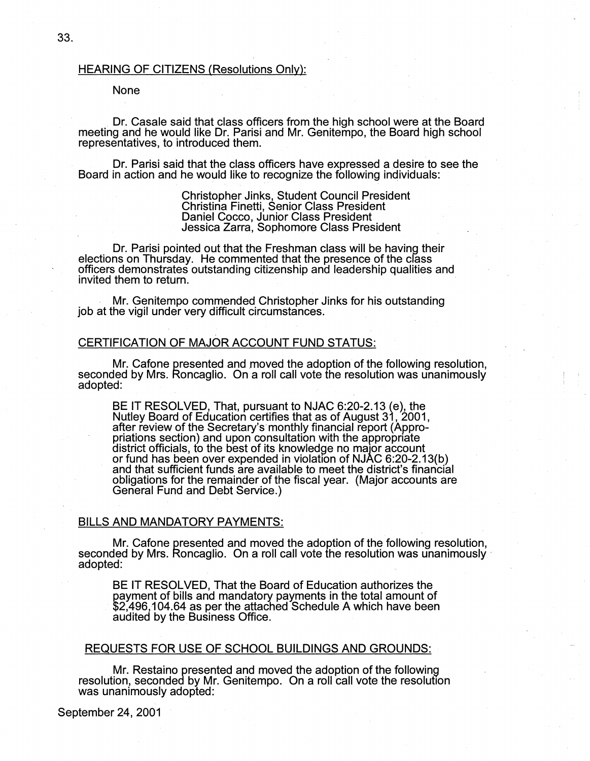## HEARING OF CITIZENS (Resolutions Only):

None

Dr. Casale said that class officers from the high school were at the Board meeting and he would like Dr. Parisi and Mr. Genitempo, the Board high school representatives, to introduced them.

Dr. Parisi said that the class officers have expressed a desire to see the Board in action and he would like to recognize the following individuals:

Christopher Jinks, Student Council President
Christina Finetti, Senior Class President
Daniel Cocco, Junior Class President
Jessica Zarra, Sophomore Class President

Dr. Parisi pointed out that the Freshman class will be having their elections on Thursday. He commented that the presence of the class officers demonstrates outstanding citizenship and leadership qualities and invited them to return.

Mr. Genitempo commended Christopher Jinks for his outstanding job at the vigil under very difficult circumstances.

## CERTIFICATION OF MAJOR ACCOUNT FUND STATUS:

Mr. Cafone presented and moved the adoption of the following resolution, seconded by Mrs. Roncaglio. On a roll call vote the resolution was unanimously adopted:

> BE IT RESOLVED, That, pursuant to NJAC 6:20-2.13 (e), the Nutley Board of Education certifies that as of August 31, 2001, after review of the Secretary's monthly financial report (Appropriations section) and upon consultation with the appropriate district officials, to the best of its knowledge no major account or fund has been over expended in violation of NJAC 6:20-2.13(b) and that sufficient funds are available to meet the district's financial obligations for the remainder of the fiscal year. (Major accounts are General Fund and Debt Service.)

## BILLS AND MANDATORY PAYMENTS:

Mr. Cafone presented and moved the adoption of the following resolution, seconded by Mrs. Roncaglio. On a roll call vote the resolution was unanimously adopted:

> BE IT RESOLVED, That the Board of Education authorizes the payment of bills and mandatory payments in the total amount of $2,496,104.64 as per the attached Schedule A which have been audited by the Business Office.

## REQUESTS FOR USE OF SCHOOL BUILDINGS AND GROUNDS:

Mr. Restaino presented and moved the adoption of the following resolution, seconded by Mr. Genitempo. On a roll call vote the resolution was unanimously adopted: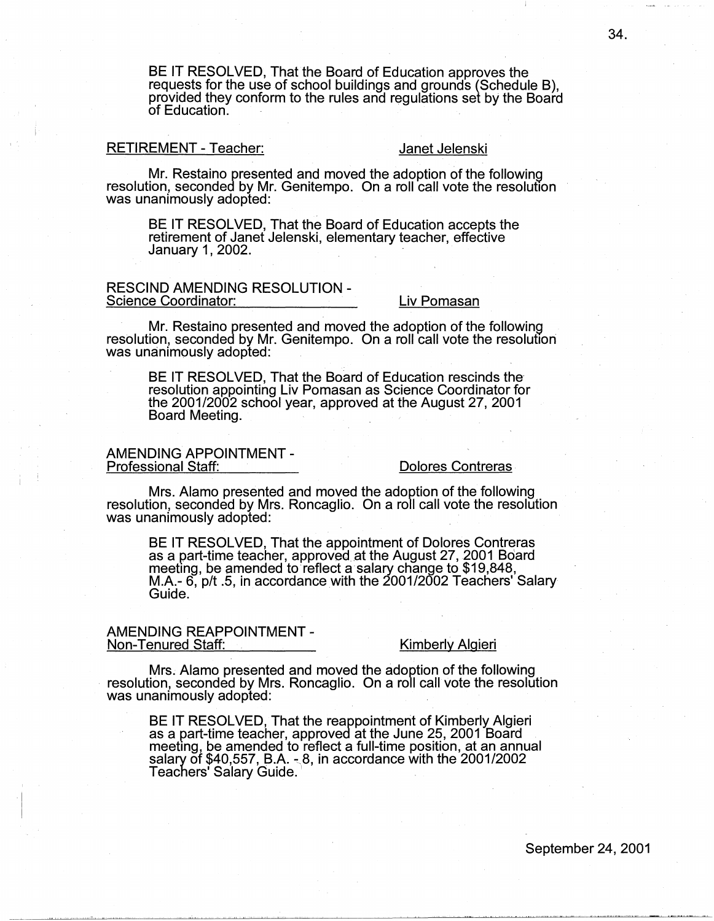BE IT RESOLVED, That the Board of Education approves the requests for the use of school buildings and grounds (Schedule B), provided they conform to the rules and regulations set by the Board of Education.

RETIREMENT - Teacher: Janet Jelenski

Mr. Restaino presented and moved the adoption of the following resolution, seconded by Mr. Genitempo. On a roll call vote the resolution was unanimously adopted:

BE IT RESOLVED, That the Board of Education accepts the retirement of Janet Jelenski, elementary teacher, effective January 1, 2002.

RESCIND AMENDING RESOLUTION - Science Coordinator: Liv Pomasan

Mr. Restaino presented and moved the adoption of the following resolution, seconded by Mr. Genitempo. On a roll call vote the resolution was unanimously adopted:

BE IT RESOLVED, That the Board of Education rescinds the resolution appointing Liv Pomasan as Science Coordinator for the 2001/2002 school year, approved at the August 27, 2001 Board Meeting.

AMENDING APPOINTMENT - Professional Staff: Dolores Contreras

Mrs. Alamo presented and moved the adoption of the following resolution, seconded by Mrs. Roncaglio. On a roll call vote the resolution was unanimously adopted:

BE IT RESOLVED, That the appointment of Dolores Contreras as a part-time teacher, approved at the August 27, 2001 Board meeting, be amended to reflect a salary change to $19,848, M.A.- 6, p/t .5, in accordance with the 2001/2002 Teachers' Salary Guide.

AMENDING REAPPOINTMENT - Non-Tenured Staff: Kimberly Algieri

Mrs. Alamo presented and moved the adoption of the following resolution, seconded by Mrs. Roncaglio. On a roll call vote the resolution was unanimously adopted:

BE IT RESOLVED, That the reappointment of Kimberly Algieri as a part-time teacher, approved at the June 25, 2001 Board meeting, be amended to reflect a full-time position, at an annual salary of $40,557, B.A. - 8, in accordance with the 2001/2002 Teachers' Salary Guide.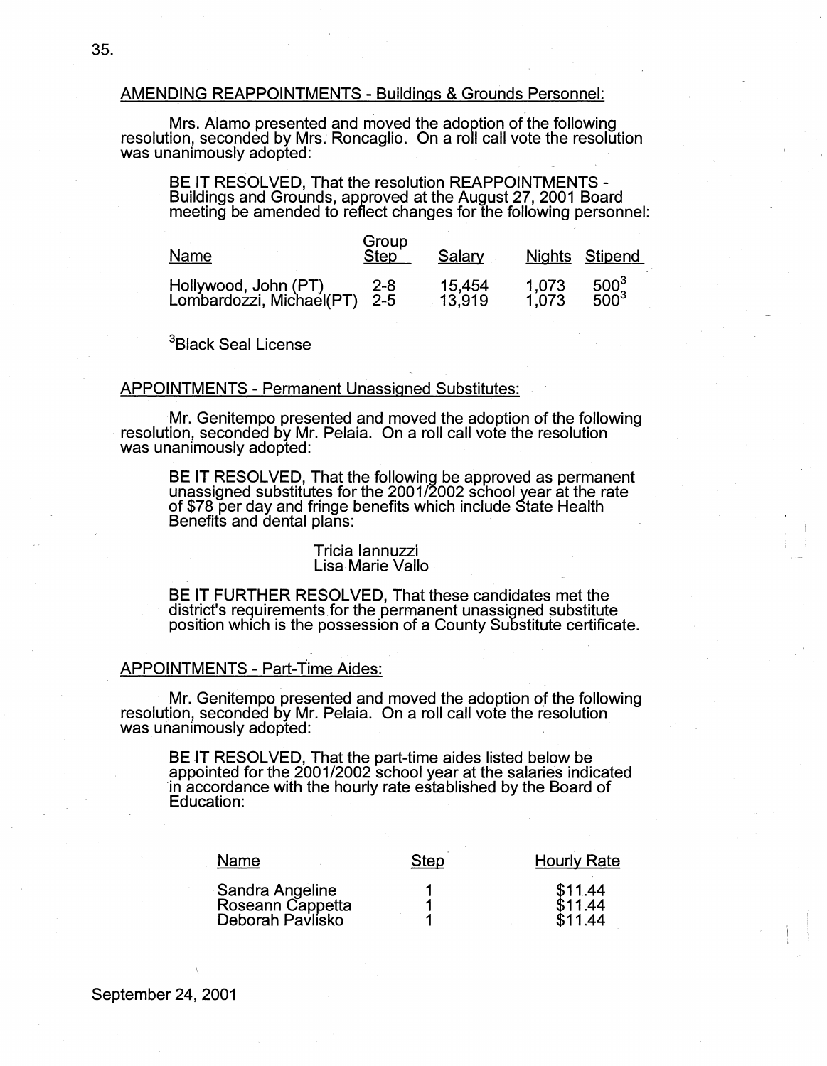AMENDING REAPPOINTMENTS - Buildings & Grounds Personnel:

Mrs. Alamo presented and moved the adoption of the following resolution, seconded by Mrs. Roncaglio. On a roll call vote the resolution was unanimously adopted:

> BE IT RESOLVED, That the resolution REAPPOINTMENTS - Buildings and Grounds, approved at the August 27, 2001 Board meeting be amended to reflect changes for the following personnel:
>
> | Name | Group Step | Salary | Nights | Stipend |
> |---|---|---|---|---|
> | Hollywood, John (PT) | 2-8 | 15,454 | 1,073 | 500[3] |
> | Lombardozzi, Michael(PT) | 2-5 | 13,919 | 1,073 | 500[3] |
>
> [3]Black Seal License

APPOINTMENTS - Permanent Unassigned Substitutes:

Mr. Genitempo presented and moved the adoption of the following resolution, seconded by Mr. Pelaia. On a roll call vote the resolution was unanimously adopted:

> BE IT RESOLVED, That the following be approved as permanent unassigned substitutes for the 2001/2002 school year at the rate of $78 per day and fringe benefits which include State Health Benefits and dental plans:
>
> Tricia Iannuzzi
> Lisa Marie Vallo
>
> BE IT FURTHER RESOLVED, That these candidates met the district's requirements for the permanent unassigned substitute position which is the possession of a County Substitute certificate.

APPOINTMENTS - Part-Time Aides:

Mr. Genitempo presented and moved the adoption of the following resolution, seconded by Mr. Pelaia. On a roll call vote the resolution was unanimously adopted:

> BE IT RESOLVED, That the part-time aides listed below be appointed for the 2001/2002 school year at the salaries indicated in accordance with the hourly rate established by the Board of Education:
>
> | Name | Step | Hourly Rate |
> |---|---|---|
> | Sandra Angeline | 1 | $11.44 |
> | Roseann Cappetta | 1 | $11.44 |
> | Deborah Pavlisko | 1 | $11.44 |

September 24, 2001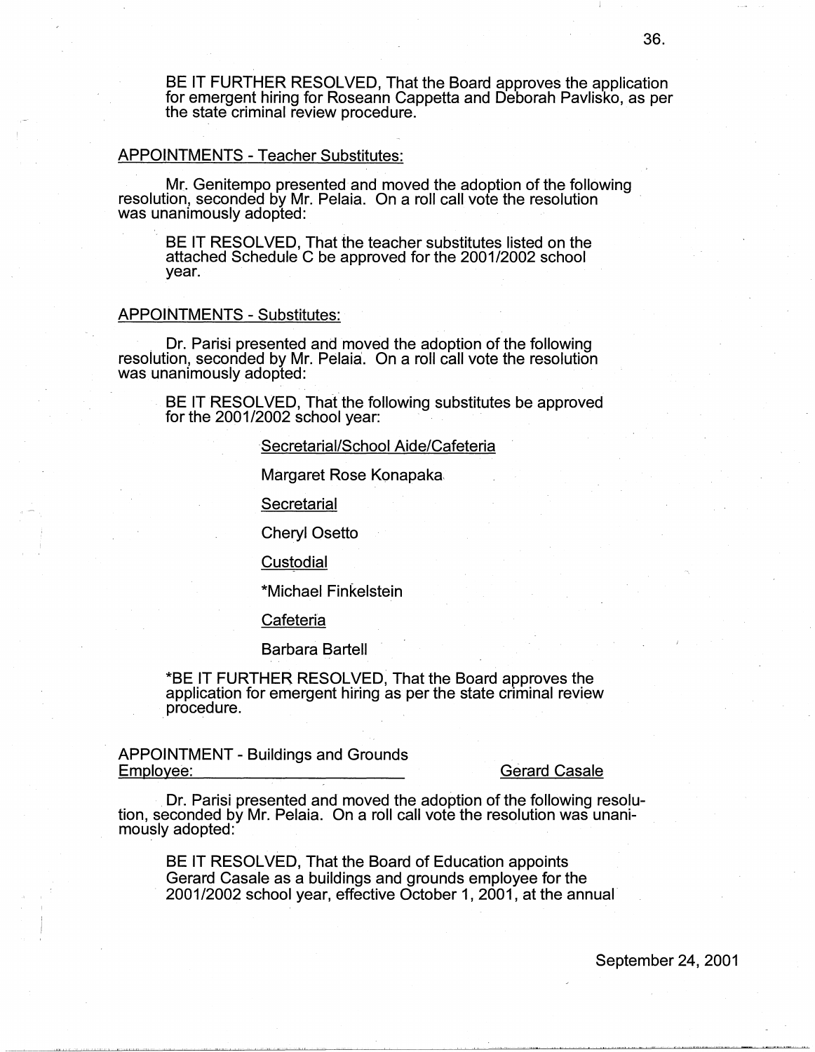BE IT FURTHER RESOLVED, That the Board approves the application for emergent hiring for Roseann Cappetta and Deborah Pavlisko, as per the state criminal review procedure.

APPOINTMENTS - Teacher Substitutes:

Mr. Genitempo presented and moved the adoption of the following resolution, seconded by Mr. Pelaia. On a roll call vote the resolution was unanimously adopted:

BE IT RESOLVED, That the teacher substitutes listed on the attached Schedule C be approved for the 2001/2002 school year.

APPOINTMENTS - Substitutes:

Dr. Parisi presented and moved the adoption of the following resolution, seconded by Mr. Pelaia. On a roll call vote the resolution was unanimously adopted:

BE IT RESOLVED, That the following substitutes be approved for the 2001/2002 school year:

Secretarial/School Aide/Cafeteria

Margaret Rose Konapaka

Secretarial

Cheryl Osetto

Custodial

*Michael Finkelstein

Cafeteria

Barbara Bartell

*BE IT FURTHER RESOLVED, That the Board approves the application for emergent hiring as per the state criminal review procedure.

APPOINTMENT - Buildings and Grounds Employee: Gerard Casale

Dr. Parisi presented and moved the adoption of the following resolution, seconded by Mr. Pelaia. On a roll call vote the resolution was unanimously adopted:

BE IT RESOLVED, That the Board of Education appoints Gerard Casale as a buildings and grounds employee for the 2001/2002 school year, effective October 1, 2001, at the annual

September 24, 2001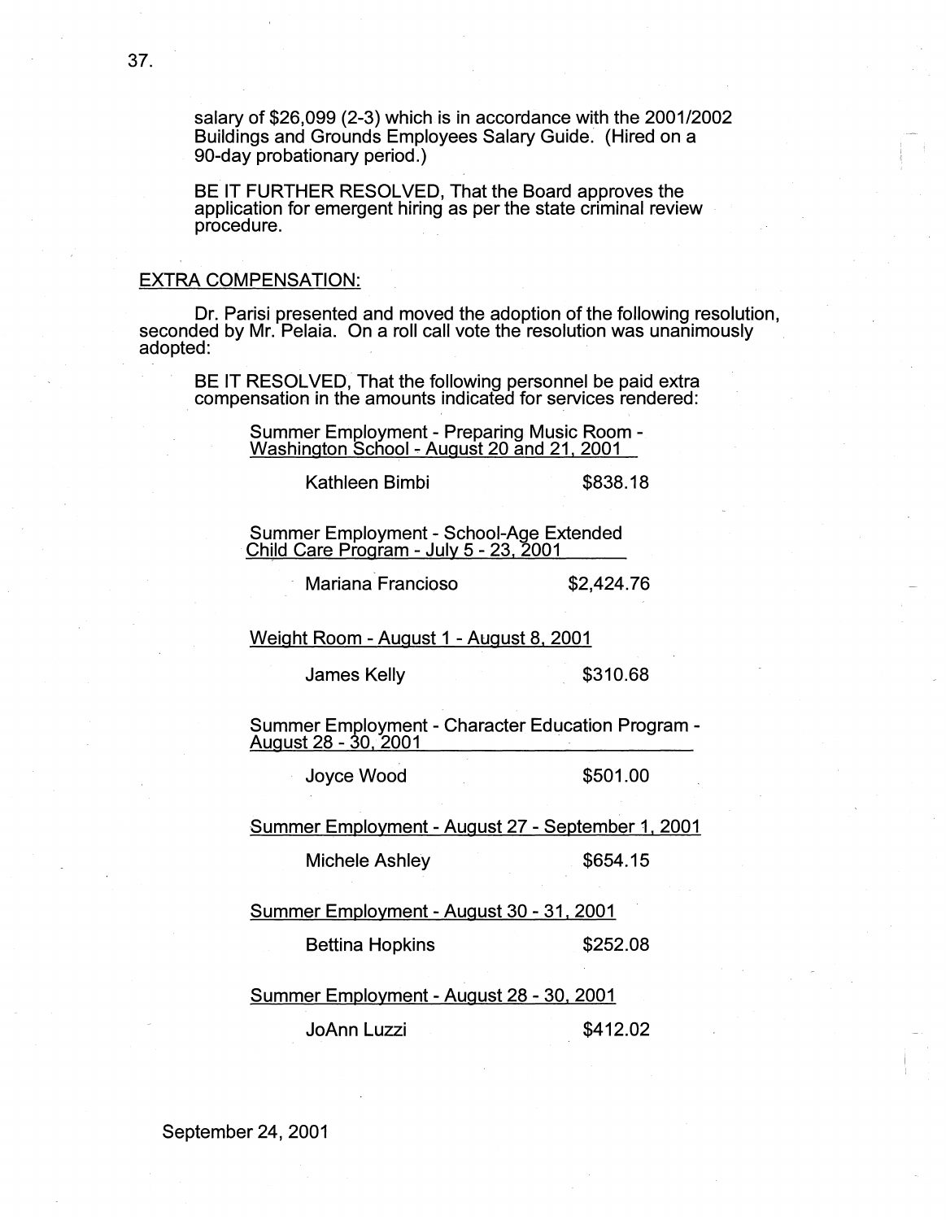salary of $26,099 (2-3) which is in accordance with the 2001/2002 Buildings and Grounds Employees Salary Guide. (Hired on a 90-day probationary period.)

BE IT FURTHER RESOLVED, That the Board approves the application for emergent hiring as per the state criminal review procedure.

## EXTRA COMPENSATION:

Dr. Parisi presented and moved the adoption of the following resolution, seconded by Mr. Pelaia. On a roll call vote the resolution was unanimously adopted:

BE IT RESOLVED, That the following personnel be paid extra compensation in the amounts indicated for services rendered:

Summer Employment - Preparing Music Room - Washington School - August 20 and 21, 2001

| | |
|---|---|
| Kathleen Bimbi | $838.18 |

Summer Employment - School-Age Extended Child Care Program - July 5 - 23, 2001

| | |
|---|---|
| Mariana Francioso | $2,424.76 |

Weight Room - August 1 - August 8, 2001

| | |
|---|---|
| James Kelly | $310.68 |

Summer Employment - Character Education Program - August 28 - 30, 2001

| | |
|---|---|
| Joyce Wood | $501.00 |

Summer Employment - August 27 - September 1, 2001

| | |
|---|---|
| Michele Ashley | $654.15 |

Summer Employment - August 30 - 31, 2001

| | |
|---|---|
| Bettina Hopkins | $252.08 |

Summer Employment - August 28 - 30, 2001

| | |
|---|---|
| JoAnn Luzzi | $412.02 |

September 24, 2001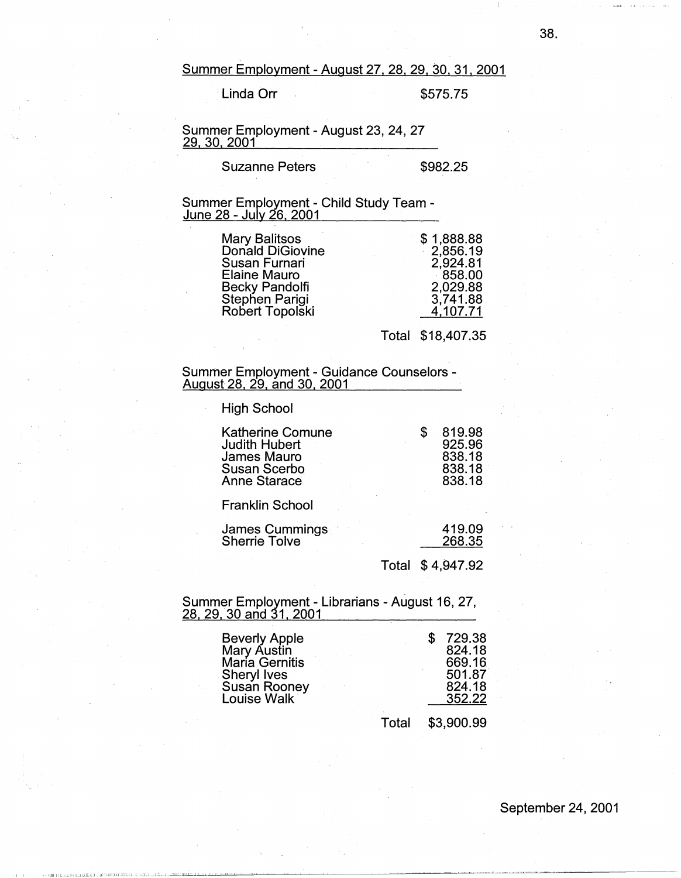Summer Employment - August 27, 28, 29, 30, 31, 2001

| | |
|---|---|
| Linda Orr | $575.75 |

Summer Employment - August 23, 24, 27 29, 30, 2001

| | |
|---|---|
| Suzanne Peters | $982.25 |

Summer Employment - Child Study Team - June 28 - July 26, 2001

| | |
|---|---|
| Mary Balitsos | $ 1,888.88 |
| Donald DiGiovine | 2,856.19 |
| Susan Furnari | 2,924.81 |
| Elaine Mauro | 858.00 |
| Becky Pandolfi | 2,029.88 |
| Stephen Parigi | 3,741.88 |
| Robert Topolski | 4,107.71 |
| Total | $18,407.35 |

Summer Employment - Guidance Counselors - August 28, 29, and 30, 2001

| | |
|---|---|
| **High School** | |
| Katherine Comune | $ 819.98 |
| Judith Hubert | 925.96 |
| James Mauro | 838.18 |
| Susan Scerbo | 838.18 |
| Anne Starace | 838.18 |
| **Franklin School** | |
| James Cummings | 419.09 |
| Sherrie Tolve | 268.35 |
| Total | $ 4,947.92 |

Summer Employment - Librarians - August 16, 27, 28, 29, 30 and 31, 2001

| | |
|---|---|
| Beverly Apple | $ 729.38 |
| Mary Austin | 824.18 |
| Maria Gernitis | 669.16 |
| Sheryl Ives | 501.87 |
| Susan Rooney | 824.18 |
| Louise Walk | 352.22 |
| Total | $3,900.99 |

September 24, 2001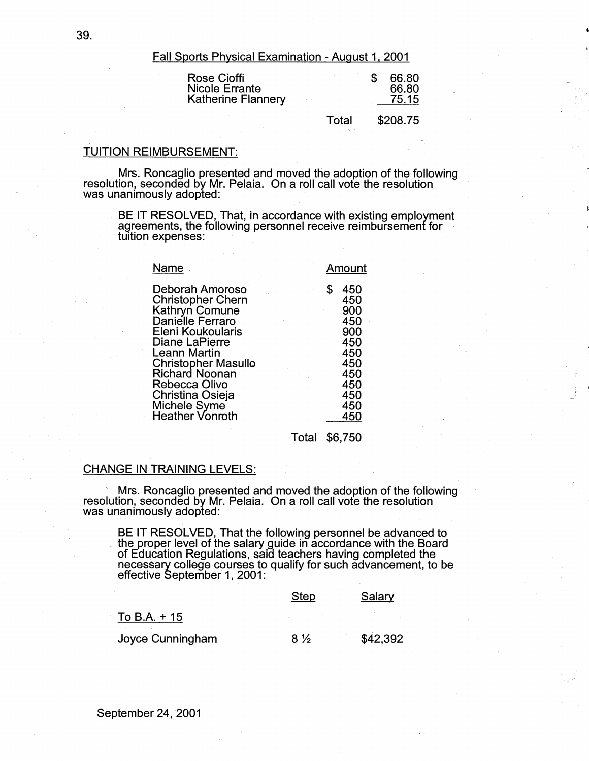Fall Sports Physical Examination - August 1, 2001

| | | |
|---|---|---|
| Rose Cioffi | | $ 66.80 |
| Nicole Errante | | 66.80 |
| Katherine Flannery | | 75.15 |
| | Total | $208.75 |

## TUITION REIMBURSEMENT:

Mrs. Roncaglio presented and moved the adoption of the following resolution, seconded by Mr. Pelaia. On a roll call vote the resolution was unanimously adopted:

BE IT RESOLVED, That, in accordance with existing employment agreements, the following personnel receive reimbursement for tuition expenses:

| Name | Amount |
|---|---|
| Deborah Amoroso | $ 450 |
| Christopher Chern | 450 |
| Kathryn Comune | 900 |
| Danielle Ferraro | 450 |
| Eleni Koukoularis | 900 |
| Diane LaPierre | 450 |
| Leann Martin | 450 |
| Christopher Masullo | 450 |
| Richard Noonan | 450 |
| Rebecca Olivo | 450 |
| Christina Osieja | 450 |
| Michele Syme | 450 |
| Heather Vonroth | 450 |
| Total | $6,750 |

## CHANGE IN TRAINING LEVELS:

Mrs. Roncaglio presented and moved the adoption of the following resolution, seconded by Mr. Pelaia. On a roll call vote the resolution was unanimously adopted:

BE IT RESOLVED, That the following personnel be advanced to the proper level of the salary guide in accordance with the Board of Education Regulations, said teachers having completed the necessary college courses to qualify for such advancement, to be effective September 1, 2001:

| | Step | Salary |
|---|---|---|
| To B.A. + 15 | | |
| Joyce Cunningham | 8 ½ | $42,392 |

September 24, 2001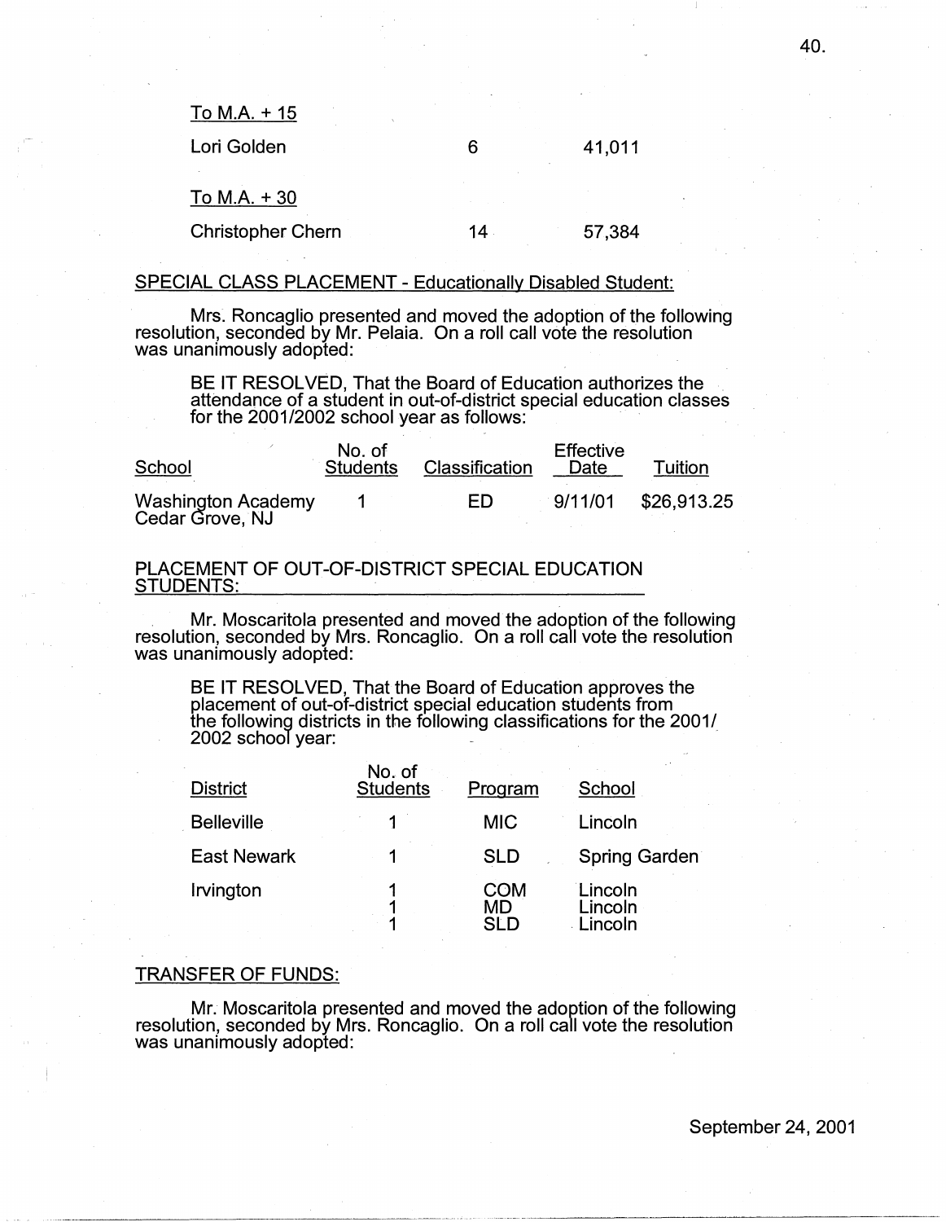To M.A. + 15

| | | |
|---|---|---|
| Lori Golden | 6 | 41,011 |

To M.A. + 30

| | | |
|---|---|---|
| Christopher Chern | 14 | 57,384 |

SPECIAL CLASS PLACEMENT - Educationally Disabled Student:

Mrs. Roncaglio presented and moved the adoption of the following resolution, seconded by Mr. Pelaia. On a roll call vote the resolution was unanimously adopted:

> BE IT RESOLVED, That the Board of Education authorizes the attendance of a student in out-of-district special education classes for the 2001/2002 school year as follows:

| School | No. of Students | Classification | Effective Date | Tuition |
|---|---|---|---|---|
| Washington Academy Cedar Grove, NJ | 1 | ED | 9/11/01 | $26,913.25 |

PLACEMENT OF OUT-OF-DISTRICT SPECIAL EDUCATION STUDENTS:

Mr. Moscaritola presented and moved the adoption of the following resolution, seconded by Mrs. Roncaglio. On a roll call vote the resolution was unanimously adopted:

> BE IT RESOLVED, That the Board of Education approves the placement of out-of-district special education students from the following districts in the following classifications for the 2001/2002 school year:

| District | No. of Students | Program | School |
|---|---|---|---|
| Belleville | 1 | MIC | Lincoln |
| East Newark | 1 | SLD | Spring Garden |
| Irvington | 1 | COM | Lincoln |
| | 1 | MD | Lincoln |
| | 1 | SLD | Lincoln |

TRANSFER OF FUNDS:

Mr. Moscaritola presented and moved the adoption of the following resolution, seconded by Mrs. Roncaglio. On a roll call vote the resolution was unanimously adopted: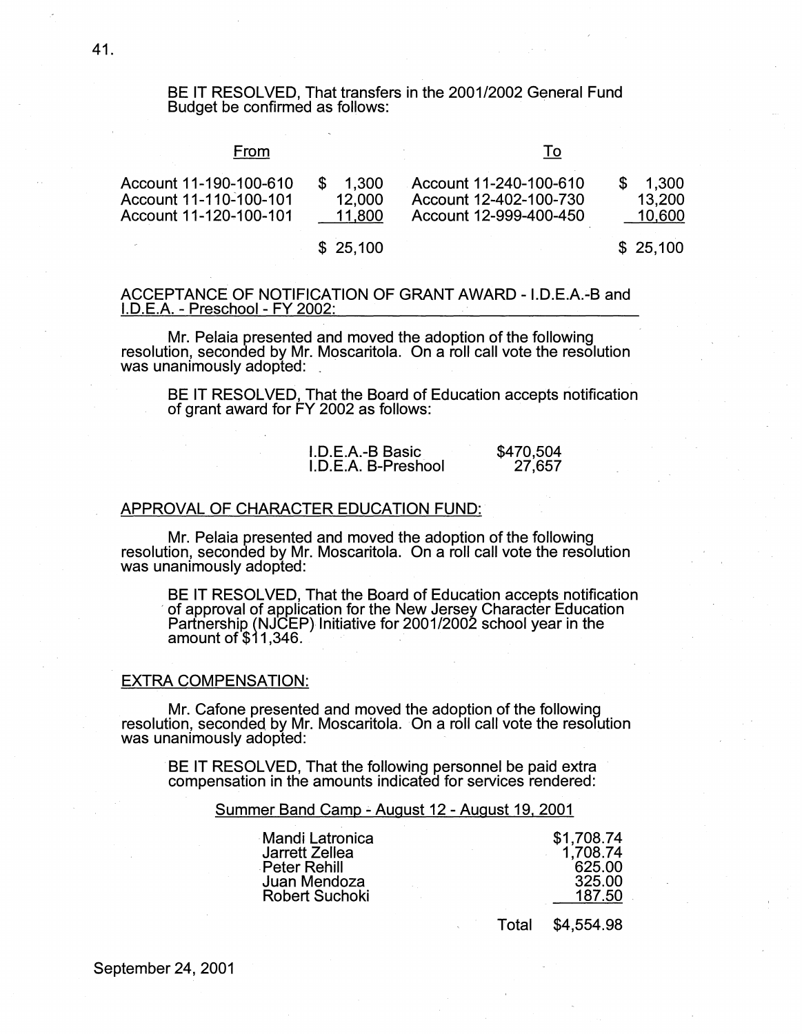BE IT RESOLVED, That transfers in the 2001/2002 General Fund Budget be confirmed as follows:

| From | | To | |
|---|---|---|---|
| Account 11-190-100-610 | $ 1,300 | Account 11-240-100-610 | $ 1,300 |
| Account 11-110-100-101 | 12,000 | Account 12-402-100-730 | 13,200 |
| Account 11-120-100-101 | 11,800 | Account 12-999-400-450 | 10,600 |
| | $ 25,100 | | $ 25,100 |

ACCEPTANCE OF NOTIFICATION OF GRANT AWARD - I.D.E.A.-B and I.D.E.A. - Preschool - FY 2002:

Mr. Pelaia presented and moved the adoption of the following resolution, seconded by Mr. Moscaritola. On a roll call vote the resolution was unanimously adopted:

> BE IT RESOLVED, That the Board of Education accepts notification of grant award for FY 2002 as follows:
>
> | | |
> |---|---|
> | I.D.E.A.-B Basic | $470,504 |
> | I.D.E.A. B-Preshool | 27,657 |

APPROVAL OF CHARACTER EDUCATION FUND:

Mr. Pelaia presented and moved the adoption of the following resolution, seconded by Mr. Moscaritola. On a roll call vote the resolution was unanimously adopted:

> BE IT RESOLVED, That the Board of Education accepts notification of approval of application for the New Jersey Character Education Partnership (NJCEP) Initiative for 2001/2002 school year in the amount of $11,346.

EXTRA COMPENSATION:

Mr. Cafone presented and moved the adoption of the following resolution, seconded by Mr. Moscaritola. On a roll call vote the resolution was unanimously adopted:

> BE IT RESOLVED, That the following personnel be paid extra compensation in the amounts indicated for services rendered:
>
> Summer Band Camp - August 12 - August 19, 2001
>
> | | |
> |---|---|
> | Mandi Latronica | $1,708.74 |
> | Jarrett Zellea | 1,708.74 |
> | Peter Rehill | 625.00 |
> | Juan Mendoza | 325.00 |
> | Robert Suchoki | 187.50 |
> | Total | $4,554.98 |

September 24, 2001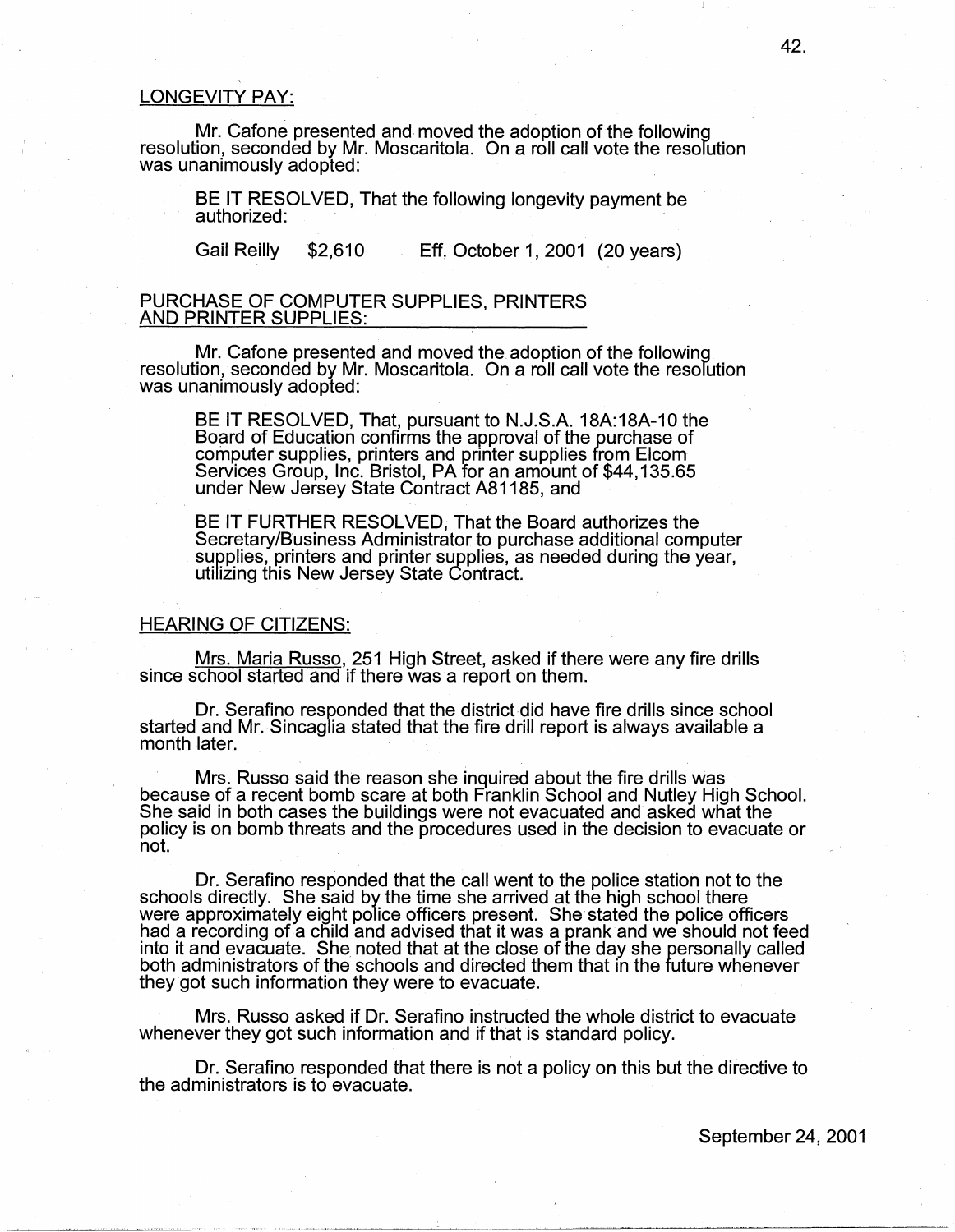## LONGEVITY PAY:

Mr. Cafone presented and moved the adoption of the following resolution, seconded by Mr. Moscaritola. On a roll call vote the resolution was unanimously adopted:

> BE IT RESOLVED, That the following longevity payment be authorized:
>
> Gail Reilly $2,610 Eff. October 1, 2001 (20 years)

## PURCHASE OF COMPUTER SUPPLIES, PRINTERS AND PRINTER SUPPLIES:

Mr. Cafone presented and moved the adoption of the following resolution, seconded by Mr. Moscaritola. On a roll call vote the resolution was unanimously adopted:

> BE IT RESOLVED, That, pursuant to N.J.S.A. 18A:18A-10 the Board of Education confirms the approval of the purchase of computer supplies, printers and printer supplies from Elcom Services Group, Inc. Bristol, PA for an amount of $44,135.65 under New Jersey State Contract A81185, and
>
> BE IT FURTHER RESOLVED, That the Board authorizes the Secretary/Business Administrator to purchase additional computer supplies, printers and printer supplies, as needed during the year, utilizing this New Jersey State Contract.

## HEARING OF CITIZENS:

Mrs. Maria Russo, 251 High Street, asked if there were any fire drills since school started and if there was a report on them.

Dr. Serafino responded that the district did have fire drills since school started and Mr. Sincaglia stated that the fire drill report is always available a month later.

Mrs. Russo said the reason she inquired about the fire drills was because of a recent bomb scare at both Franklin School and Nutley High School. She said in both cases the buildings were not evacuated and asked what the policy is on bomb threats and the procedures used in the decision to evacuate or not.

Dr. Serafino responded that the call went to the police station not to the schools directly. She said by the time she arrived at the high school there were approximately eight police officers present. She stated the police officers had a recording of a child and advised that it was a prank and we should not feed into it and evacuate. She noted that at the close of the day she personally called both administrators of the schools and directed them that in the future whenever they got such information they were to evacuate.

Mrs. Russo asked if Dr. Serafino instructed the whole district to evacuate whenever they got such information and if that is standard policy.

Dr. Serafino responded that there is not a policy on this but the directive to the administrators is to evacuate.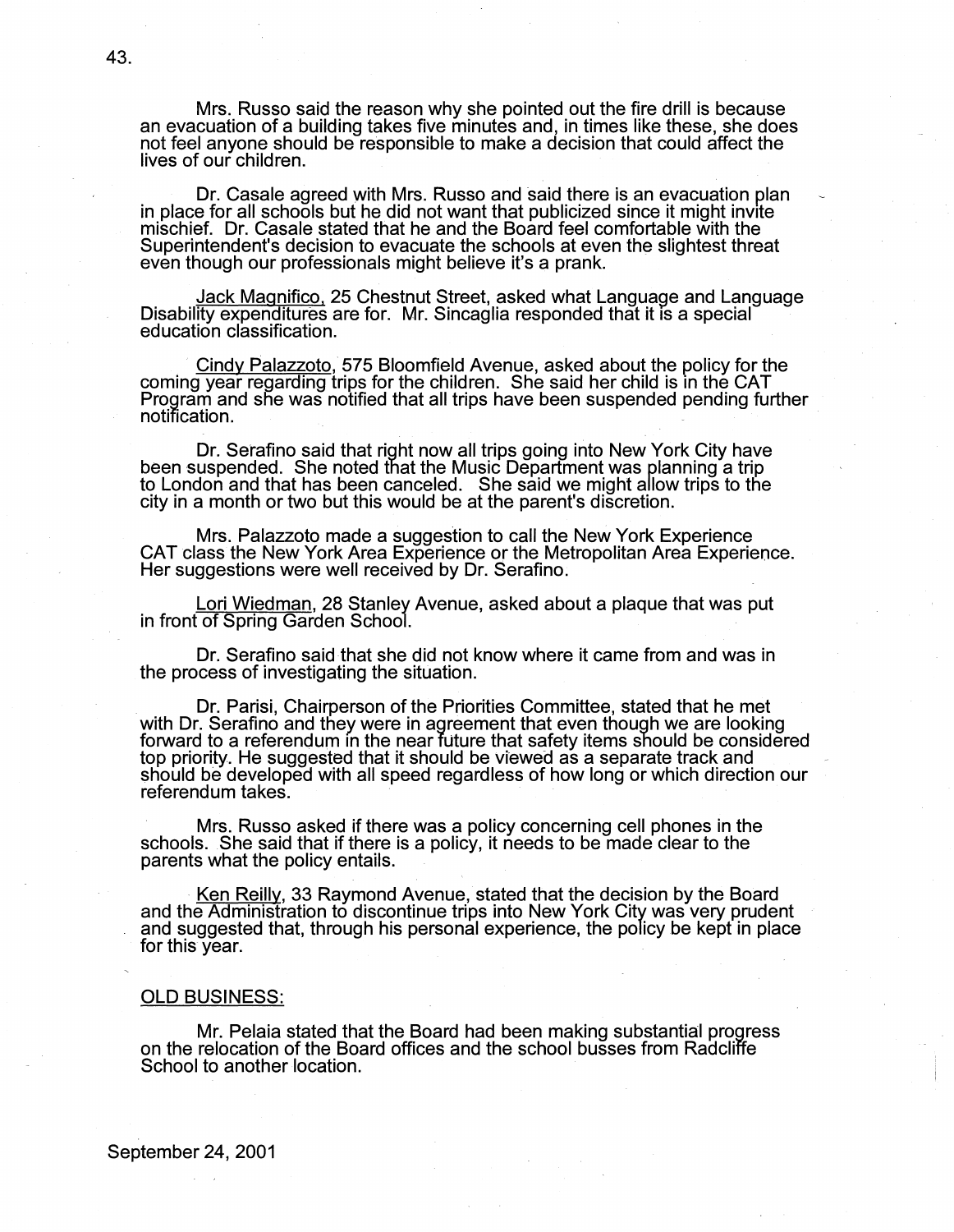Mrs. Russo said the reason why she pointed out the fire drill is because an evacuation of a building takes five minutes and, in times like these, she does not feel anyone should be responsible to make a decision that could affect the lives of our children.

Dr. Casale agreed with Mrs. Russo and said there is an evacuation plan in place for all schools but he did not want that publicized since it might invite mischief. Dr. Casale stated that he and the Board feel comfortable with the Superintendent's decision to evacuate the schools at even the slightest threat even though our professionals might believe it's a prank.

Jack Magnifico, 25 Chestnut Street, asked what Language and Language Disability expenditures are for. Mr. Sincaglia responded that it is a special education classification.

Cindy Palazzoto, 575 Bloomfield Avenue, asked about the policy for the coming year regarding trips for the children. She said her child is in the CAT Program and she was notified that all trips have been suspended pending further notification.

Dr. Serafino said that right now all trips going into New York City have been suspended. She noted that the Music Department was planning a trip to London and that has been canceled. She said we might allow trips to the city in a month or two but this would be at the parent's discretion.

Mrs. Palazzoto made a suggestion to call the New York Experience CAT class the New York Area Experience or the Metropolitan Area Experience. Her suggestions were well received by Dr. Serafino.

Lori Wiedman, 28 Stanley Avenue, asked about a plaque that was put in front of Spring Garden School.

Dr. Serafino said that she did not know where it came from and was in the process of investigating the situation.

Dr. Parisi, Chairperson of the Priorities Committee, stated that he met with Dr. Serafino and they were in agreement that even though we are looking forward to a referendum in the near future that safety items should be considered top priority. He suggested that it should be viewed as a separate track and should be developed with all speed regardless of how long or which direction our referendum takes.

Mrs. Russo asked if there was a policy concerning cell phones in the schools. She said that if there is a policy, it needs to be made clear to the parents what the policy entails.

Ken Reilly, 33 Raymond Avenue, stated that the decision by the Board and the Administration to discontinue trips into New York City was very prudent and suggested that, through his personal experience, the policy be kept in place for this year.

## OLD BUSINESS:

Mr. Pelaia stated that the Board had been making substantial progress on the relocation of the Board offices and the school busses from Radcliffe School to another location.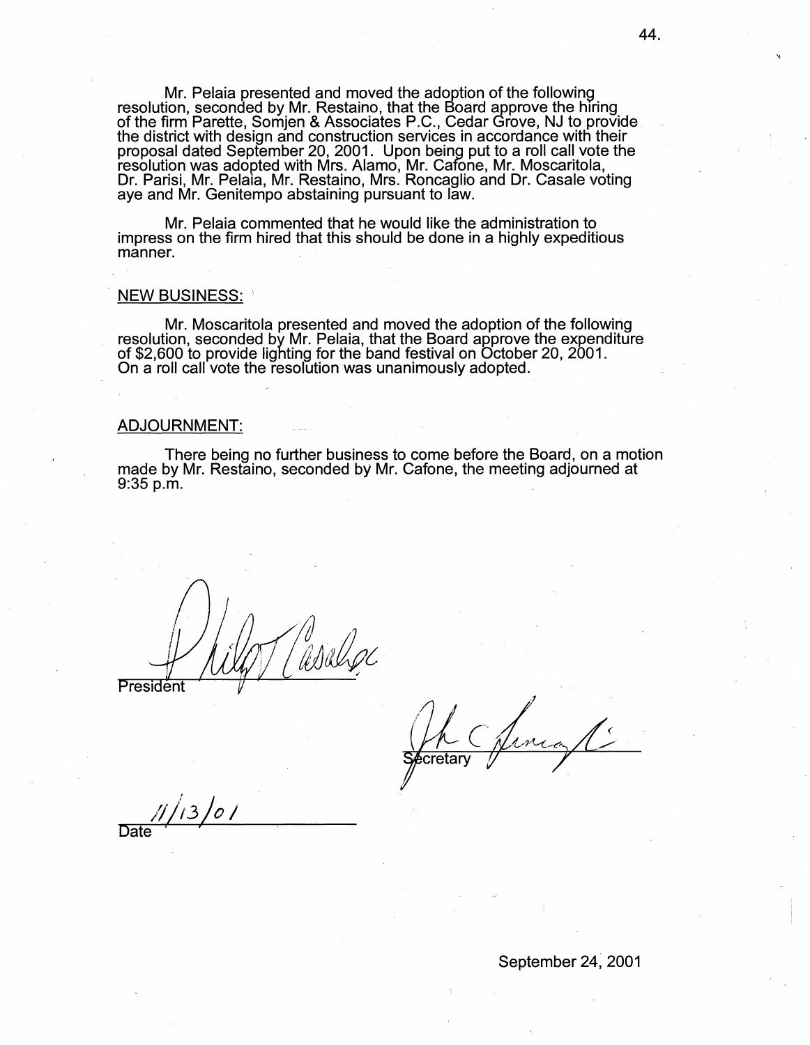Mr. Pelaia presented and moved the adoption of the following resolution, seconded by Mr. Restaino, that the Board approve the hiring of the firm Parette, Somjen & Associates P.C., Cedar Grove, NJ to provide the district with design and construction services in accordance with their proposal dated September 20, 2001. Upon being put to a roll call vote the resolution was adopted with Mrs. Alamo, Mr. Cafone, Mr. Moscaritola, Dr. Parisi, Mr. Pelaia, Mr. Restaino, Mrs. Roncaglio and Dr. Casale voting aye and Mr. Genitempo abstaining pursuant to law.

Mr. Pelaia commented that he would like the administration to impress on the firm hired that this should be done in a highly expeditious manner.

NEW BUSINESS:

Mr. Moscaritola presented and moved the adoption of the following resolution, seconded by Mr. Pelaia, that the Board approve the expenditure of $2,600 to provide lighting for the band festival on October 20, 2001. On a roll call vote the resolution was unanimously adopted.

ADJOURNMENT:

There being no further business to come before the Board, on a motion made by Mr. Restaino, seconded by Mr. Cafone, the meeting adjourned at 9:35 p.m.

President

Secretary

11/13/01
Date

September 24, 2001